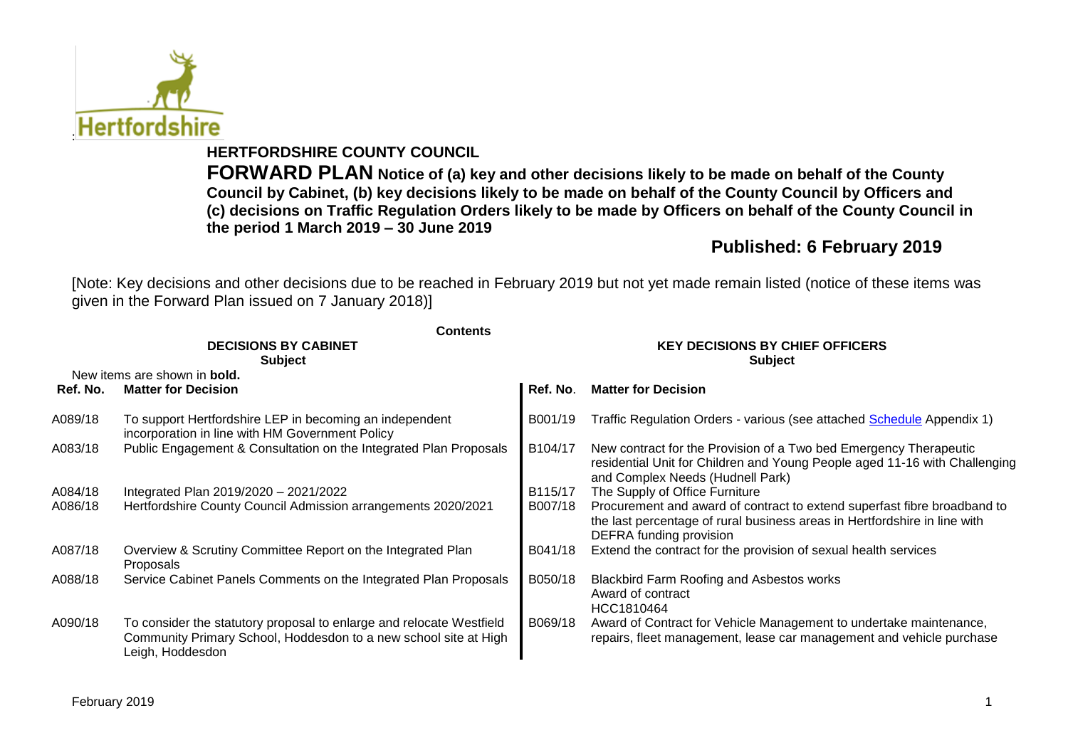**HERTFORDSHIRE COUNTY COUNCIL**

**FORWARD PLAN Notice of (a) key and other decisions likely to be made on behalf of the County Council by Cabinet, (b) key decisions likely to be made on behalf of the County Council by Officers and (c) decisions on Traffic Regulation Orders likely to be made by Officers on behalf of the County Council in the period 1 March 2019 – 30 June 2019**

**Published: 6 February 2019**

[Note: Key decisions and other decisions due to be reached in February 2019 but not yet made remain listed (notice of these items was given in the Forward Plan issued on 7 January 2018)]

**Contents**

**DECISIONS BY CABINET**
**Subject**

New items are shown in **bold.**

| Ref. No. | Matter for Decision |
|---|---|
| A089/18 | To support Hertfordshire LEP in becoming an independent incorporation in line with HM Government Policy |
| A083/18 | Public Engagement & Consultation on the Integrated Plan Proposals |
| A084/18 | Integrated Plan 2019/2020 – 2021/2022 |
| A086/18 | Hertfordshire County Council Admission arrangements 2020/2021 |
| A087/18 | Overview & Scrutiny Committee Report on the Integrated Plan Proposals |
| A088/18 | Service Cabinet Panels Comments on the Integrated Plan Proposals |
| A090/18 | To consider the statutory proposal to enlarge and relocate Westfield Community Primary School, Hoddesdon to a new school site at High Leigh, Hoddesdon |

**KEY DECISIONS BY CHIEF OFFICERS**
**Subject**

| Ref. No. | Matter for Decision |
|---|---|
| B001/19 | Traffic Regulation Orders - various (see attached Schedule Appendix 1) |
| B104/17 | New contract for the Provision of a Two bed Emergency Therapeutic residential Unit for Children and Young People aged 11-16 with Challenging and Complex Needs (Hudnell Park) |
| B115/17 | The Supply of Office Furniture |
| B007/18 | Procurement and award of contract to extend superfast fibre broadband to the last percentage of rural business areas in Hertfordshire in line with DEFRA funding provision |
| B041/18 | Extend the contract for the provision of sexual health services |
| B050/18 | Blackbird Farm Roofing and Asbestos works<br>Award of contract<br>HCC1810464 |
| B069/18 | Award of Contract for Vehicle Management to undertake maintenance, repairs, fleet management, lease car management and vehicle purchase |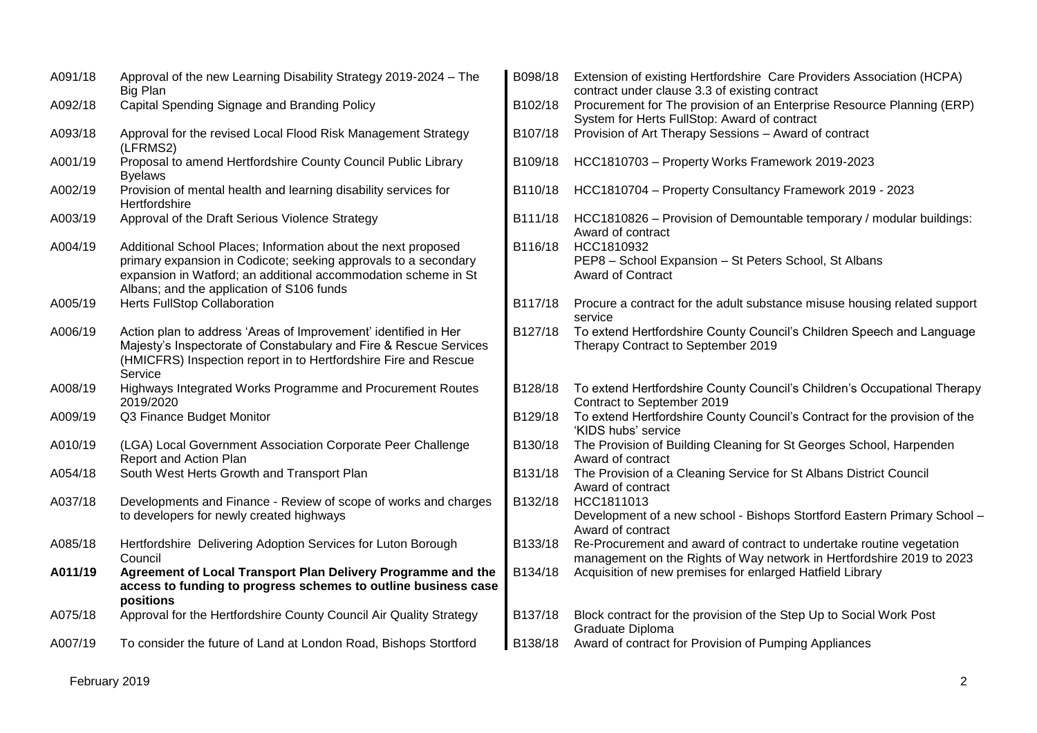| | | | |
|---|---|---|---|
| A091/18 | Approval of the new Learning Disability Strategy 2019-2024 – The Big Plan | B098/18 | Extension of existing Hertfordshire Care Providers Association (HCPA) contract under clause 3.3 of existing contract |
| A092/18 | Capital Spending Signage and Branding Policy | B102/18 | Procurement for The provision of an Enterprise Resource Planning (ERP) System for Herts FullStop: Award of contract |
| A093/18 | Approval for the revised Local Flood Risk Management Strategy (LFRMS2) | B107/18 | Provision of Art Therapy Sessions – Award of contract |
| A001/19 | Proposal to amend Hertfordshire County Council Public Library Byelaws | B109/18 | HCC1810703 – Property Works Framework 2019-2023 |
| A002/19 | Provision of mental health and learning disability services for Hertfordshire | B110/18 | HCC1810704 – Property Consultancy Framework 2019 - 2023 |
| A003/19 | Approval of the Draft Serious Violence Strategy | B111/18 | HCC1810826 – Provision of Demountable temporary / modular buildings: Award of contract |
| A004/19 | Additional School Places; Information about the next proposed primary expansion in Codicote; seeking approvals to a secondary expansion in Watford; an additional accommodation scheme in St Albans; and the application of S106 funds | B116/18 | HCC1810932<br>PEP8 – School Expansion – St Peters School, St Albans<br>Award of Contract |
| A005/19 | Herts FullStop Collaboration | B117/18 | Procure a contract for the adult substance misuse housing related support service |
| A006/19 | Action plan to address 'Areas of Improvement' identified in Her Majesty's Inspectorate of Constabulary and Fire & Rescue Services (HMICFRS) Inspection report in to Hertfordshire Fire and Rescue Service | B127/18 | To extend Hertfordshire County Council's Children Speech and Language Therapy Contract to September 2019 |
| A008/19 | Highways Integrated Works Programme and Procurement Routes 2019/2020 | B128/18 | To extend Hertfordshire County Council's Children's Occupational Therapy Contract to September 2019 |
| A009/19 | Q3 Finance Budget Monitor | B129/18 | To extend Hertfordshire County Council's Contract for the provision of the 'KIDS hubs' service |
| A010/19 | (LGA) Local Government Association Corporate Peer Challenge Report and Action Plan | B130/18 | The Provision of Building Cleaning for St Georges School, Harpenden Award of contract |
| A054/18 | South West Herts Growth and Transport Plan | B131/18 | The Provision of a Cleaning Service for St Albans District Council Award of contract |
| A037/18 | Developments and Finance - Review of scope of works and charges to developers for newly created highways | B132/18 | HCC1811013<br>Development of a new school - Bishops Stortford Eastern Primary School – Award of contract |
| A085/18 | Hertfordshire Delivering Adoption Services for Luton Borough Council | B133/18 | Re-Procurement and award of contract to undertake routine vegetation management on the Rights of Way network in Hertfordshire 2019 to 2023 |
| **A011/19** | **Agreement of Local Transport Plan Delivery Programme and the access to funding to progress schemes to outline business case positions** | B134/18 | Acquisition of new premises for enlarged Hatfield Library |
| A075/18 | Approval for the Hertfordshire County Council Air Quality Strategy | B137/18 | Block contract for the provision of the Step Up to Social Work Post Graduate Diploma |
| A007/19 | To consider the future of Land at London Road, Bishops Stortford | B138/18 | Award of contract for Provision of Pumping Appliances |

February 2019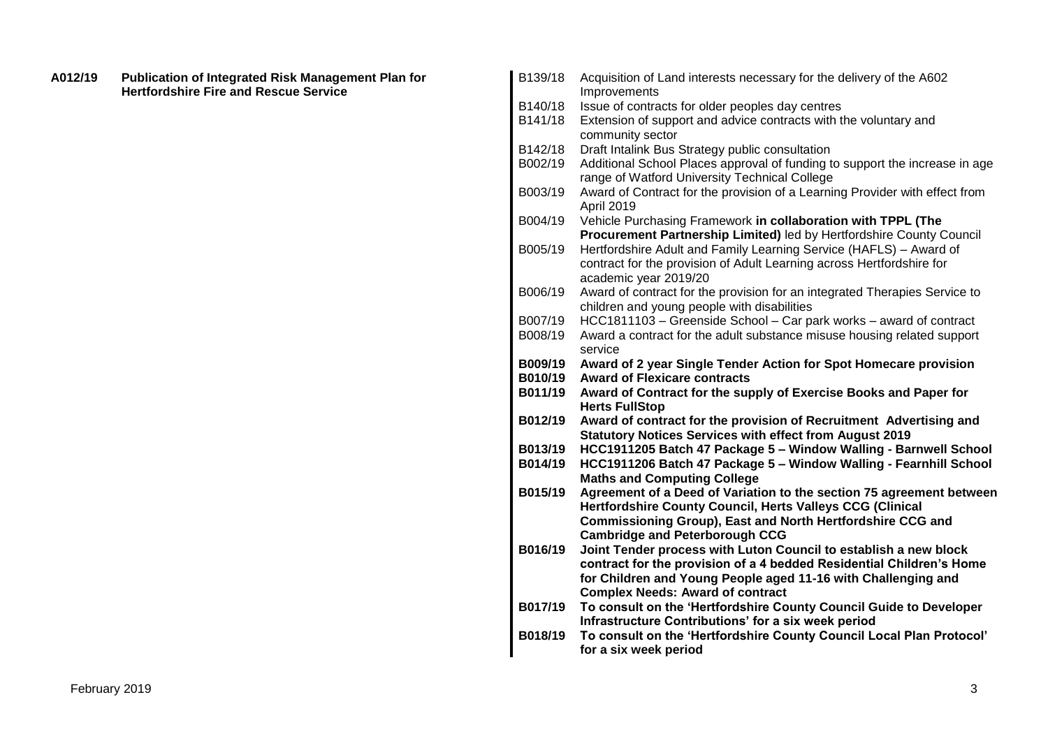**A012/19 Publication of Integrated Risk Management Plan for Hertfordshire Fire and Rescue Service**

| | |
|---|---|
| B139/18 | Acquisition of Land interests necessary for the delivery of the A602 Improvements |
| B140/18 | Issue of contracts for older peoples day centres |
| B141/18 | Extension of support and advice contracts with the voluntary and community sector |
| B142/18 | Draft Intalink Bus Strategy public consultation |
| B002/19 | Additional School Places approval of funding to support the increase in age range of Watford University Technical College |
| B003/19 | Award of Contract for the provision of a Learning Provider with effect from April 2019 |
| B004/19 | Vehicle Purchasing Framework **in collaboration with TPPL (The Procurement Partnership Limited)** led by Hertfordshire County Council |
| B005/19 | Hertfordshire Adult and Family Learning Service (HAFLS) – Award of contract for the provision of Adult Learning across Hertfordshire for academic year 2019/20 |
| B006/19 | Award of contract for the provision for an integrated Therapies Service to children and young people with disabilities |
| B007/19 | HCC1811103 – Greenside School – Car park works – award of contract |
| B008/19 | Award a contract for the adult substance misuse housing related support service |
| **B009/19** | **Award of 2 year Single Tender Action for Spot Homecare provision** |
| **B010/19** | **Award of Flexicare contracts** |
| **B011/19** | **Award of Contract for the supply of Exercise Books and Paper for Herts FullStop** |
| **B012/19** | **Award of contract for the provision of Recruitment Advertising and Statutory Notices Services with effect from August 2019** |
| **B013/19** | **HCC1911205 Batch 47 Package 5 – Window Walling - Barnwell School** |
| **B014/19** | **HCC1911206 Batch 47 Package 5 – Window Walling - Fearnhill School Maths and Computing College** |
| **B015/19** | **Agreement of a Deed of Variation to the section 75 agreement between Hertfordshire County Council, Herts Valleys CCG (Clinical Commissioning Group), East and North Hertfordshire CCG and Cambridge and Peterborough CCG** |
| **B016/19** | **Joint Tender process with Luton Council to establish a new block contract for the provision of a 4 bedded Residential Children's Home for Children and Young People aged 11-16 with Challenging and Complex Needs: Award of contract** |
| **B017/19** | **To consult on the 'Hertfordshire County Council Guide to Developer Infrastructure Contributions' for a six week period** |
| **B018/19** | **To consult on the 'Hertfordshire County Council Local Plan Protocol' for a six week period** |

February 2019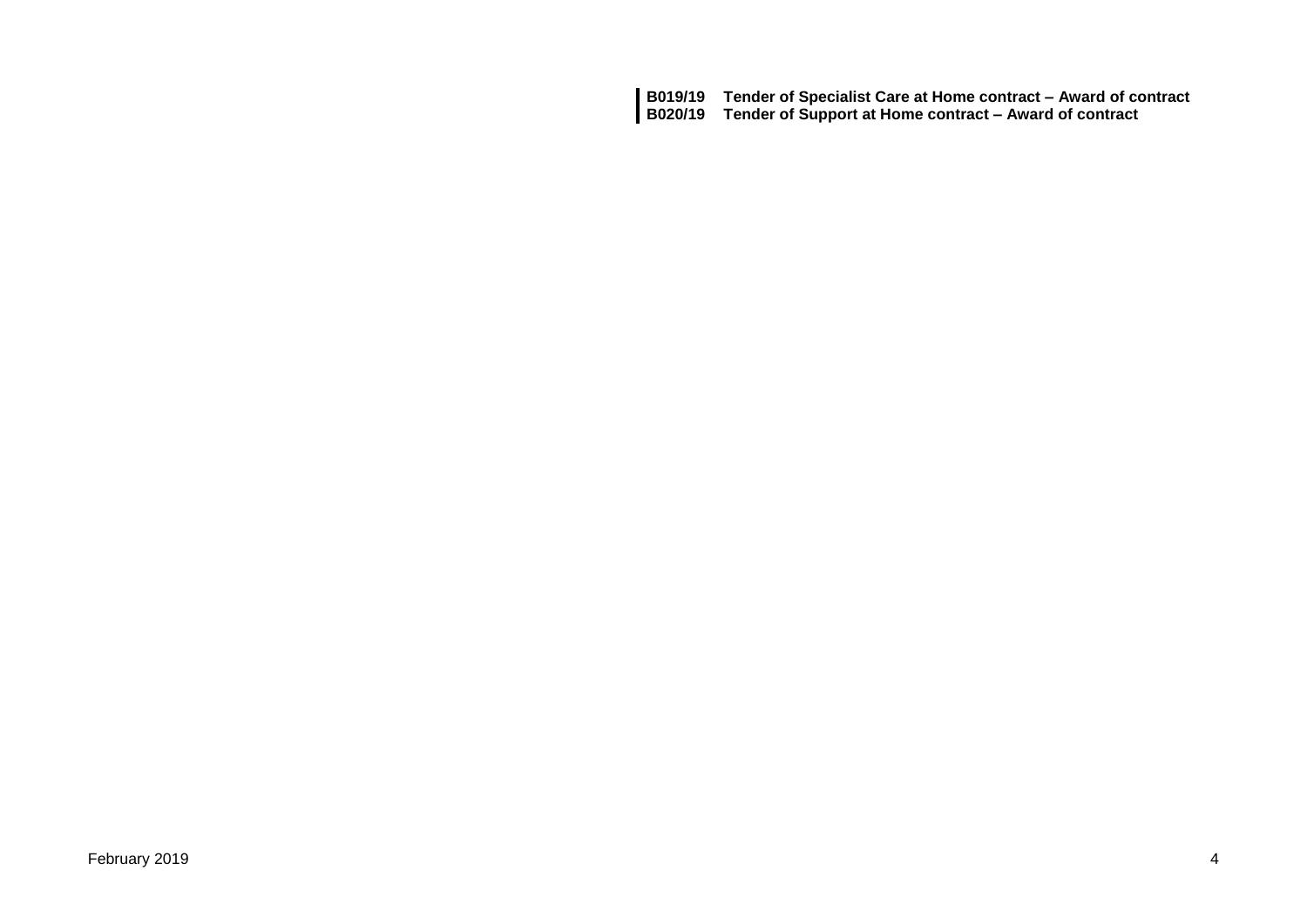**B019/19 Tender of Specialist Care at Home contract – Award of contract**
**B020/19 Tender of Support at Home contract – Award of contract**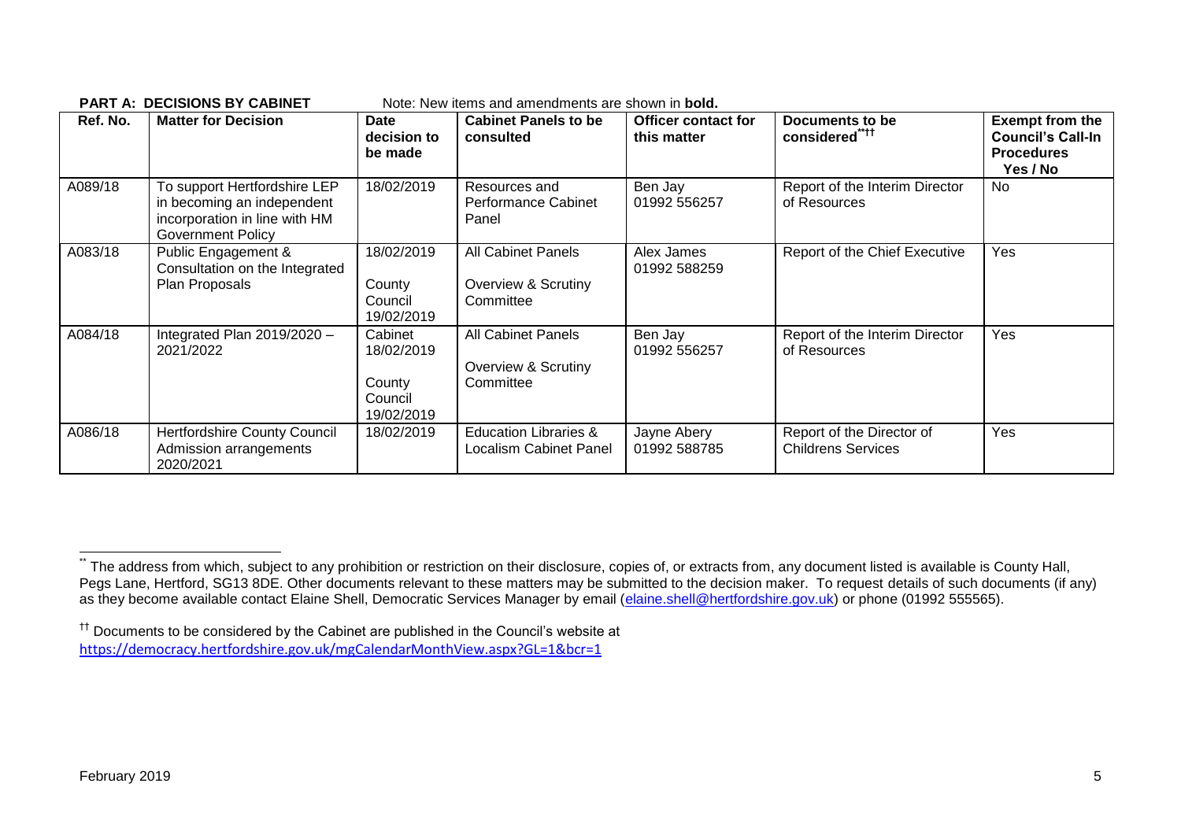**PART A: DECISIONS BY CABINET** Note: New items and amendments are shown in **bold.**

| Ref. No. | Matter for Decision | Date decision to be made | Cabinet Panels to be consulted | Officer contact for this matter | Documents to be considered[**][††] | Exempt from the Council's Call-In Procedures Yes / No |
|---|---|---|---|---|---|---|
| A089/18 | To support Hertfordshire LEP in becoming an independent incorporation in line with HM Government Policy | 18/02/2019 | Resources and Performance Cabinet Panel | Ben Jay 01992 556257 | Report of the Interim Director of Resources | No |
| A083/18 | Public Engagement & Consultation on the Integrated Plan Proposals | 18/02/2019 County Council 19/02/2019 | All Cabinet Panels Overview & Scrutiny Committee | Alex James 01992 588259 | Report of the Chief Executive | Yes |
| A084/18 | Integrated Plan 2019/2020 – 2021/2022 | Cabinet 18/02/2019 County Council 19/02/2019 | All Cabinet Panels Overview & Scrutiny Committee | Ben Jay 01992 556257 | Report of the Interim Director of Resources | Yes |
| A086/18 | Hertfordshire County Council Admission arrangements 2020/2021 | 18/02/2019 | Education Libraries & Localism Cabinet Panel | Jayne Abery 01992 588785 | Report of the Director of Childrens Services | Yes |

[**] The address from which, subject to any prohibition or restriction on their disclosure, copies of, or extracts from, any document listed is available is County Hall, Pegs Lane, Hertford, SG13 8DE. Other documents relevant to these matters may be submitted to the decision maker. To request details of such documents (if any) as they become available contact Elaine Shell, Democratic Services Manager by email (elaine.shell@hertfordshire.gov.uk) or phone (01992 555565).

[††] Documents to be considered by the Cabinet are published in the Council's website at https://democracy.hertfordshire.gov.uk/mgCalendarMonthView.aspx?GL=1&bcr=1

February 2019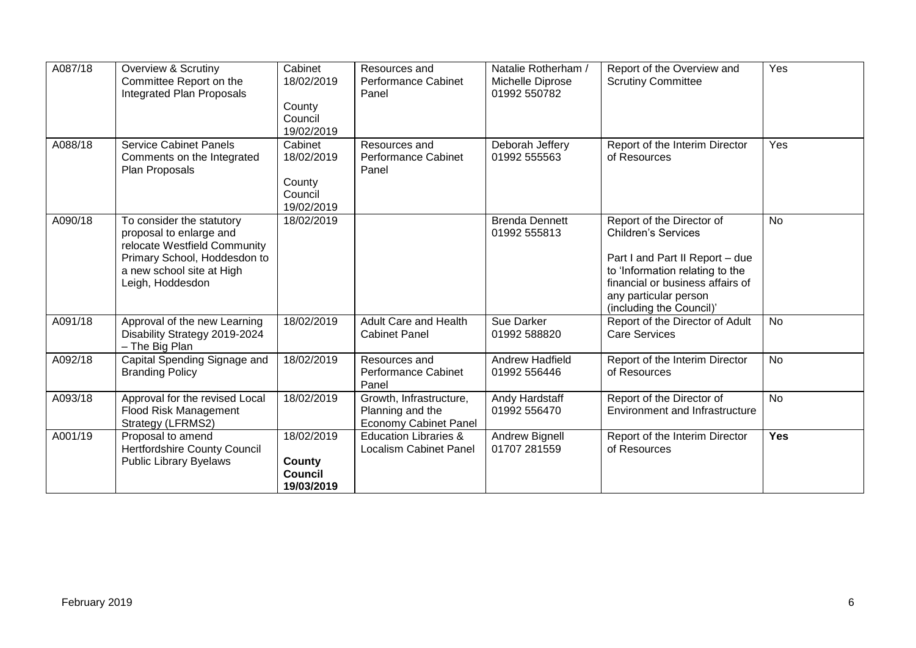| | | | | | | |
|---|---|---|---|---|---|---|
| A087/18 | Overview & Scrutiny Committee Report on the Integrated Plan Proposals | Cabinet 18/02/2019<br><br>County Council 19/02/2019 | Resources and Performance Cabinet Panel | Natalie Rotherham / Michelle Diprose 01992 550782 | Report of the Overview and Scrutiny Committee | Yes |
| A088/18 | Service Cabinet Panels Comments on the Integrated Plan Proposals | Cabinet 18/02/2019<br><br>County Council 19/02/2019 | Resources and Performance Cabinet Panel | Deborah Jeffery 01992 555563 | Report of the Interim Director of Resources | Yes |
| A090/18 | To consider the statutory proposal to enlarge and relocate Westfield Community Primary School, Hoddesdon to a new school site at High Leigh, Hoddesdon | 18/02/2019 | | Brenda Dennett 01992 555813 | Report of the Director of Children's Services<br><br>Part I and Part II Report – due to 'Information relating to the financial or business affairs of any particular person (including the Council)' | No |
| A091/18 | Approval of the new Learning Disability Strategy 2019-2024 – The Big Plan | 18/02/2019 | Adult Care and Health Cabinet Panel | Sue Darker 01992 588820 | Report of the Director of Adult Care Services | No |
| A092/18 | Capital Spending Signage and Branding Policy | 18/02/2019 | Resources and Performance Cabinet Panel | Andrew Hadfield 01992 556446 | Report of the Interim Director of Resources | No |
| A093/18 | Approval for the revised Local Flood Risk Management Strategy (LFRMS2) | 18/02/2019 | Growth, Infrastructure, Planning and the Economy Cabinet Panel | Andy Hardstaff 01992 556470 | Report of the Director of Environment and Infrastructure | No |
| A001/19 | Proposal to amend Hertfordshire County Council Public Library Byelaws | 18/02/2019<br><br>**County Council 19/03/2019** | Education Libraries & Localism Cabinet Panel | Andrew Bignell 01707 281559 | Report of the Interim Director of Resources | **Yes** |

February 2019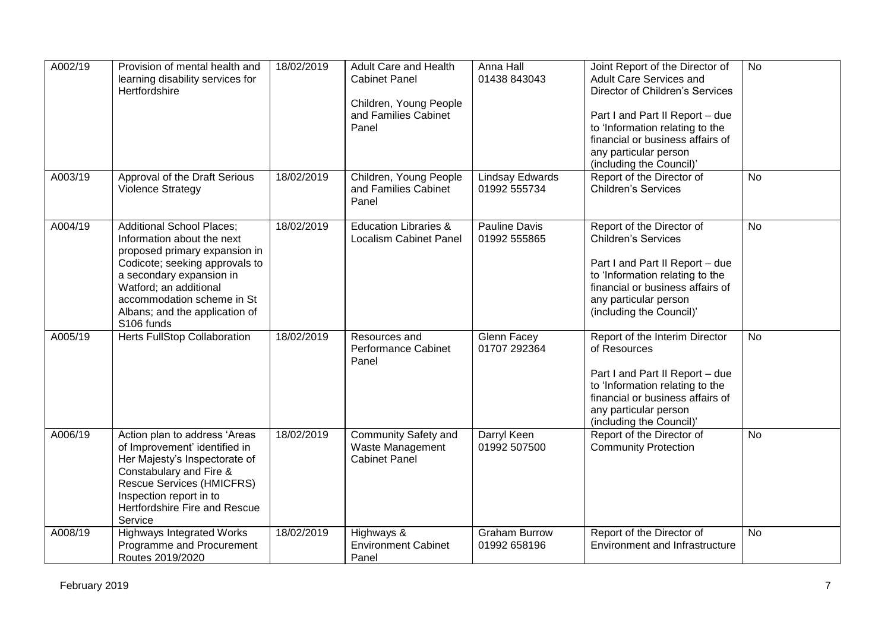| | | | | | | |
|---|---|---|---|---|---|---|
| A002/19 | Provision of mental health and learning disability services for Hertfordshire | 18/02/2019 | Adult Care and Health Cabinet Panel<br><br>Children, Young People and Families Cabinet Panel | Anna Hall<br>01438 843043 | Joint Report of the Director of Adult Care Services and Director of Children's Services<br><br>Part I and Part II Report – due to 'Information relating to the financial or business affairs of any particular person (including the Council)' | No |
| A003/19 | Approval of the Draft Serious Violence Strategy | 18/02/2019 | Children, Young People and Families Cabinet Panel | Lindsay Edwards<br>01992 555734 | Report of the Director of Children's Services | No |
| A004/19 | Additional School Places; Information about the next proposed primary expansion in Codicote; seeking approvals to a secondary expansion in Watford; an additional accommodation scheme in St Albans; and the application of S106 funds | 18/02/2019 | Education Libraries & Localism Cabinet Panel | Pauline Davis<br>01992 555865 | Report of the Director of Children's Services<br><br>Part I and Part II Report – due to 'Information relating to the financial or business affairs of any particular person (including the Council)' | No |
| A005/19 | Herts FullStop Collaboration | 18/02/2019 | Resources and Performance Cabinet Panel | Glenn Facey<br>01707 292364 | Report of the Interim Director of Resources<br><br>Part I and Part II Report – due to 'Information relating to the financial or business affairs of any particular person (including the Council)' | No |
| A006/19 | Action plan to address 'Areas of Improvement' identified in Her Majesty's Inspectorate of Constabulary and Fire & Rescue Services (HMICFRS) Inspection report in to Hertfordshire Fire and Rescue Service | 18/02/2019 | Community Safety and Waste Management Cabinet Panel | Darryl Keen<br>01992 507500 | Report of the Director of Community Protection | No |
| A008/19 | Highways Integrated Works Programme and Procurement Routes 2019/2020 | 18/02/2019 | Highways & Environment Cabinet Panel | Graham Burrow<br>01992 658196 | Report of the Director of Environment and Infrastructure | No |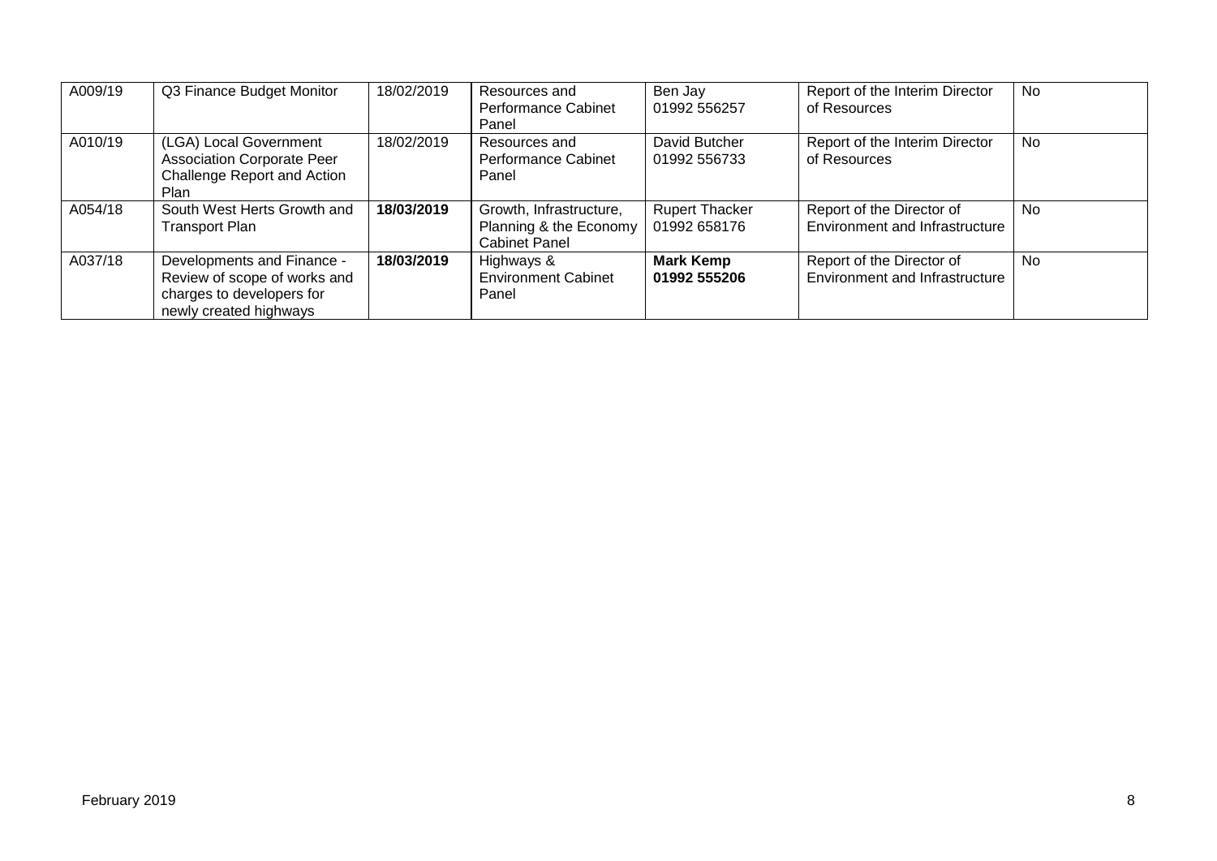| | | | | | | |
|---|---|---|---|---|---|---|
| A009/19 | Q3 Finance Budget Monitor | 18/02/2019 | Resources and Performance Cabinet Panel | Ben Jay 01992 556257 | Report of the Interim Director of Resources | No |
| A010/19 | (LGA) Local Government Association Corporate Peer Challenge Report and Action Plan | 18/02/2019 | Resources and Performance Cabinet Panel | David Butcher 01992 556733 | Report of the Interim Director of Resources | No |
| A054/18 | South West Herts Growth and Transport Plan | **18/03/2019** | Growth, Infrastructure, Planning & the Economy Cabinet Panel | Rupert Thacker 01992 658176 | Report of the Director of Environment and Infrastructure | No |
| A037/18 | Developments and Finance - Review of scope of works and charges to developers for newly created highways | **18/03/2019** | Highways & Environment Cabinet Panel | **Mark Kemp 01992 555206** | Report of the Director of Environment and Infrastructure | No |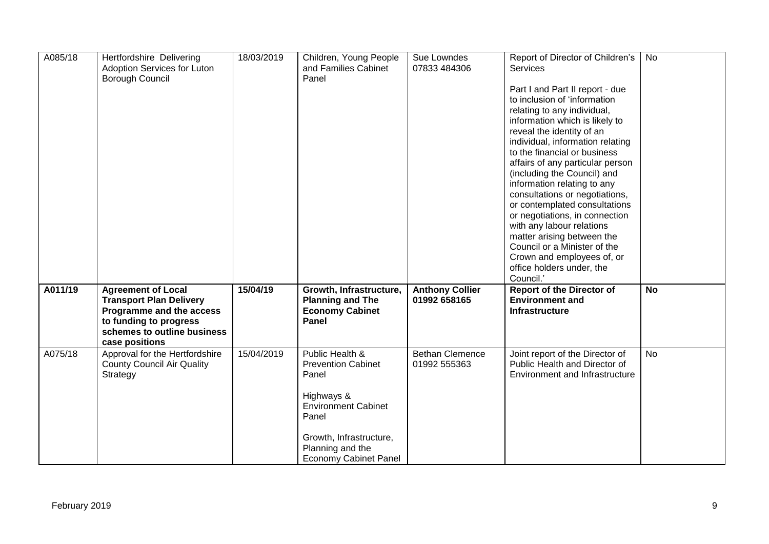| A085/18 | Hertfordshire Delivering Adoption Services for Luton Borough Council | 18/03/2019 | Children, Young People and Families Cabinet Panel | Sue Lowndes 07833 484306 | Report of Director of Children's Services<br><br>Part I and Part II report - due to inclusion of 'information relating to any individual, information which is likely to reveal the identity of an individual, information relating to the financial or business affairs of any particular person (including the Council) and information relating to any consultations or negotiations, or contemplated consultations or negotiations, in connection with any labour relations matter arising between the Council or a Minister of the Crown and employees of, or office holders under, the Council.' | No |
|---|---|---|---|---|---|---|
| **A011/19** | **Agreement of Local Transport Plan Delivery Programme and the access to funding to progress schemes to outline business case positions** | **15/04/19** | **Growth, Infrastructure, Planning and The Economy Cabinet Panel** | **Anthony Collier 01992 658165** | **Report of the Director of Environment and Infrastructure** | **No** |
| A075/18 | Approval for the Hertfordshire County Council Air Quality Strategy | 15/04/2019 | Public Health & Prevention Cabinet Panel<br><br>Highways & Environment Cabinet Panel<br><br>Growth, Infrastructure, Planning and the Economy Cabinet Panel | Bethan Clemence 01992 555363 | Joint report of the Director of Public Health and Director of Environment and Infrastructure | No |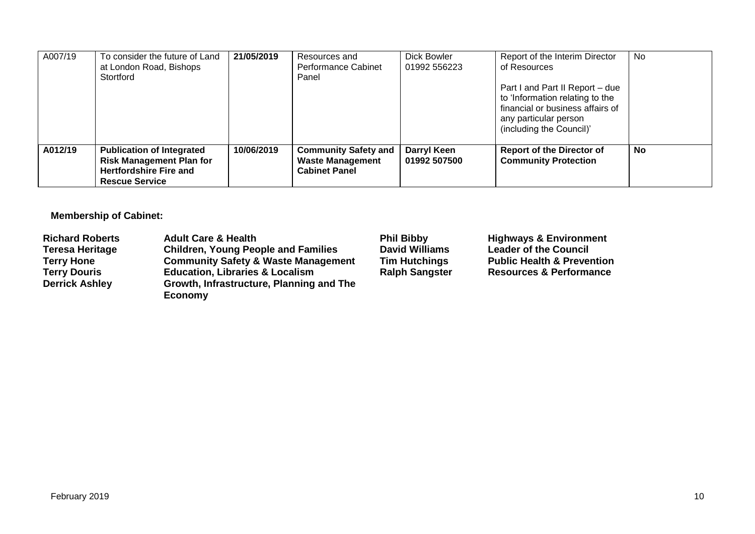| | | | | | | |
|---|---|---|---|---|---|---|
| A007/19 | To consider the future of Land at London Road, Bishops Stortford | **21/05/2019** | Resources and Performance Cabinet Panel | Dick Bowler 01992 556223 | Report of the Interim Director of Resources<br><br>Part I and Part II Report – due to 'Information relating to the financial or business affairs of any particular person (including the Council)' | No |
| **A012/19** | **Publication of Integrated Risk Management Plan for Hertfordshire Fire and Rescue Service** | **10/06/2019** | **Community Safety and Waste Management Cabinet Panel** | **Darryl Keen 01992 507500** | **Report of the Director of Community Protection** | **No** |

**Membership of Cabinet:**

| | | | |
|---|---|---|---|
| **Richard Roberts** | **Adult Care & Health** | **Phil Bibby** | **Highways & Environment** |
| **Teresa Heritage** | **Children, Young People and Families** | **David Williams** | **Leader of the Council** |
| **Terry Hone** | **Community Safety & Waste Management** | **Tim Hutchings** | **Public Health & Prevention** |
| **Terry Douris** | **Education, Libraries & Localism** | **Ralph Sangster** | **Resources & Performance** |
| **Derrick Ashley** | **Growth, Infrastructure, Planning and The Economy** | | |

February 2019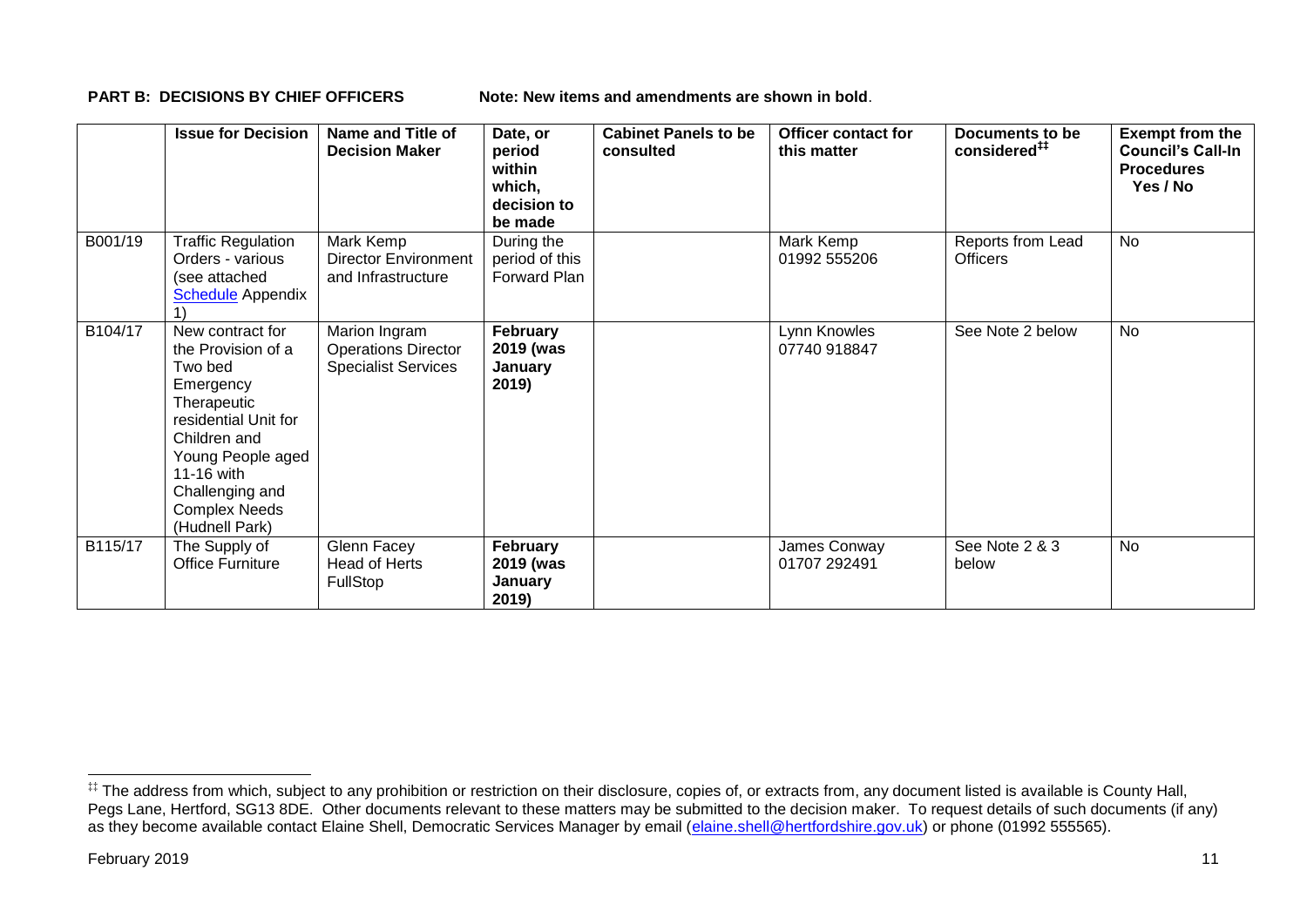**PART B: DECISIONS BY CHIEF OFFICERS** Note: New items and amendments are shown in **bold**.

| | Issue for Decision | Name and Title of Decision Maker | Date, or period within which, decision to be made | Cabinet Panels to be consulted | Officer contact for this matter | Documents to be considered[‡‡] | Exempt from the Council's Call-In Procedures Yes / No |
|---|---|---|---|---|---|---|---|
| B001/19 | Traffic Regulation Orders - various (see attached Schedule Appendix 1) | Mark Kemp Director Environment and Infrastructure | During the period of this Forward Plan | | Mark Kemp 01992 555206 | Reports from Lead Officers | No |
| B104/17 | New contract for the Provision of a Two bed Emergency Therapeutic residential Unit for Children and Young People aged 11-16 with Challenging and Complex Needs (Hudnell Park) | Marion Ingram Operations Director Specialist Services | **February 2019 (was January 2019)** | | Lynn Knowles 07740 918847 | See Note 2 below | No |
| B115/17 | The Supply of Office Furniture | Glenn Facey Head of Herts FullStop | **February 2019 (was January 2019)** | | James Conway 01707 292491 | See Note 2 & 3 below | No |

[‡‡] The address from which, subject to any prohibition or restriction on their disclosure, copies of, or extracts from, any document listed is available is County Hall, Pegs Lane, Hertford, SG13 8DE. Other documents relevant to these matters may be submitted to the decision maker. To request details of such documents (if any) as they become available contact Elaine Shell, Democratic Services Manager by email (elaine.shell@hertfordshire.gov.uk) or phone (01992 555565).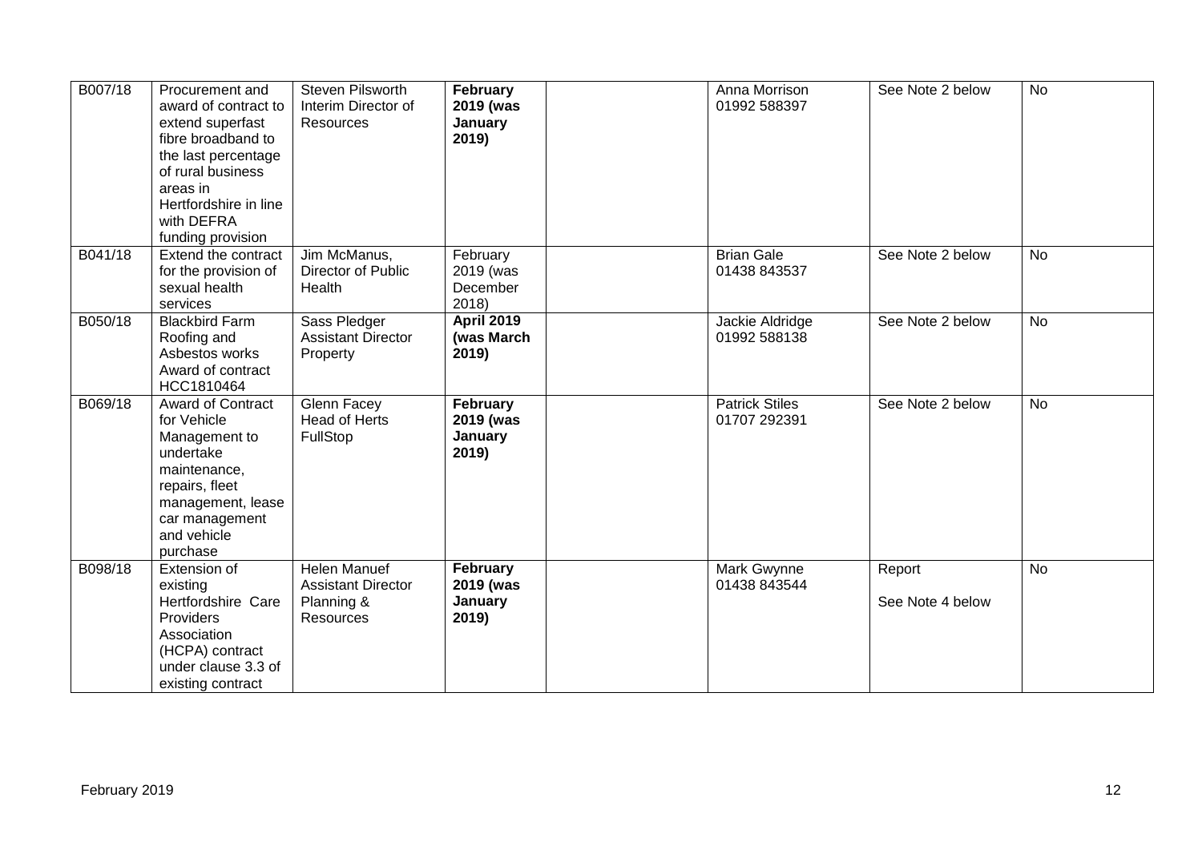| | | | | | | | |
|---|---|---|---|---|---|---|---|
| B007/18 | Procurement and award of contract to extend superfast fibre broadband to the last percentage of rural business areas in Hertfordshire in line with DEFRA funding provision | Steven Pilsworth Interim Director of Resources | **February 2019 (was January 2019)** | | Anna Morrison 01992 588397 | See Note 2 below | No |
| B041/18 | Extend the contract for the provision of sexual health services | Jim McManus, Director of Public Health | February 2019 (was December 2018) | | Brian Gale 01438 843537 | See Note 2 below | No |
| B050/18 | Blackbird Farm Roofing and Asbestos works Award of contract HCC1810464 | Sass Pledger Assistant Director Property | **April 2019 (was March 2019)** | | Jackie Aldridge 01992 588138 | See Note 2 below | No |
| B069/18 | Award of Contract for Vehicle Management to undertake maintenance, repairs, fleet management, lease car management and vehicle purchase | Glenn Facey Head of Herts FullStop | **February 2019 (was January 2019)** | | Patrick Stiles 01707 292391 | See Note 2 below | No |
| B098/18 | Extension of existing Hertfordshire Care Providers Association (HCPA) contract under clause 3.3 of existing contract | Helen Manuef Assistant Director Planning & Resources | **February 2019 (was January 2019)** | | Mark Gwynne 01438 843544 | Report<br><br>See Note 4 below | No |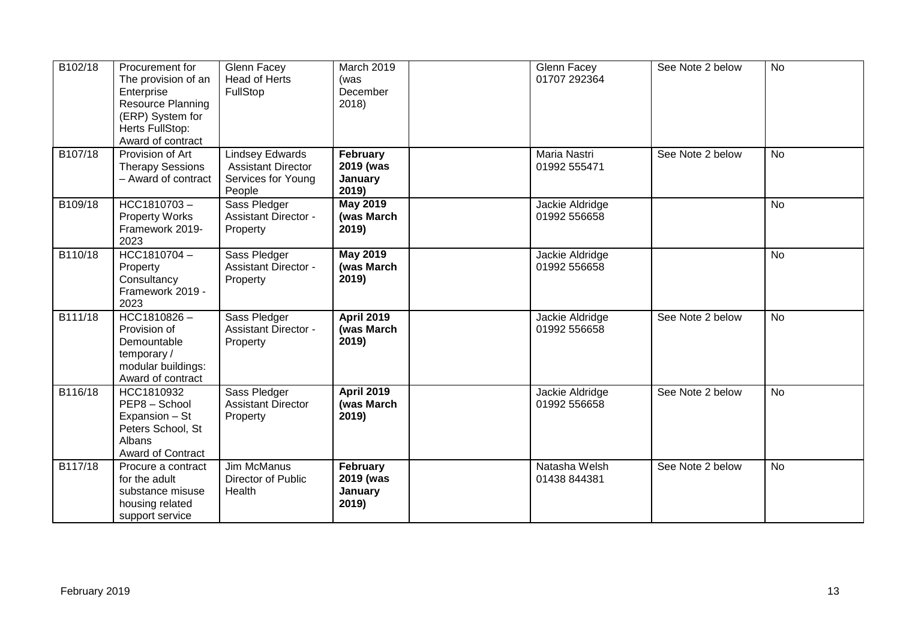| | | | | | | | |
|---|---|---|---|---|---|---|---|
| B102/18 | Procurement for The provision of an Enterprise Resource Planning (ERP) System for Herts FullStop: Award of contract | Glenn Facey Head of Herts FullStop | March 2019 (was December 2018) | | Glenn Facey 01707 292364 | See Note 2 below | No |
| B107/18 | Provision of Art Therapy Sessions – Award of contract | Lindsey Edwards Assistant Director Services for Young People | **February 2019 (was January 2019)** | | Maria Nastri 01992 555471 | See Note 2 below | No |
| B109/18 | HCC1810703 – Property Works Framework 2019-2023 | Sass Pledger Assistant Director - Property | **May 2019 (was March 2019)** | | Jackie Aldridge 01992 556658 | | No |
| B110/18 | HCC1810704 – Property Consultancy Framework 2019 - 2023 | Sass Pledger Assistant Director - Property | **May 2019 (was March 2019)** | | Jackie Aldridge 01992 556658 | | No |
| B111/18 | HCC1810826 – Provision of Demountable temporary / modular buildings: Award of contract | Sass Pledger Assistant Director - Property | **April 2019 (was March 2019)** | | Jackie Aldridge 01992 556658 | See Note 2 below | No |
| B116/18 | HCC1810932 PEP8 – School Expansion – St Peters School, St Albans Award of Contract | Sass Pledger Assistant Director Property | **April 2019 (was March 2019)** | | Jackie Aldridge 01992 556658 | See Note 2 below | No |
| B117/18 | Procure a contract for the adult substance misuse housing related support service | Jim McManus Director of Public Health | **February 2019 (was January 2019)** | | Natasha Welsh 01438 844381 | See Note 2 below | No |

February 2019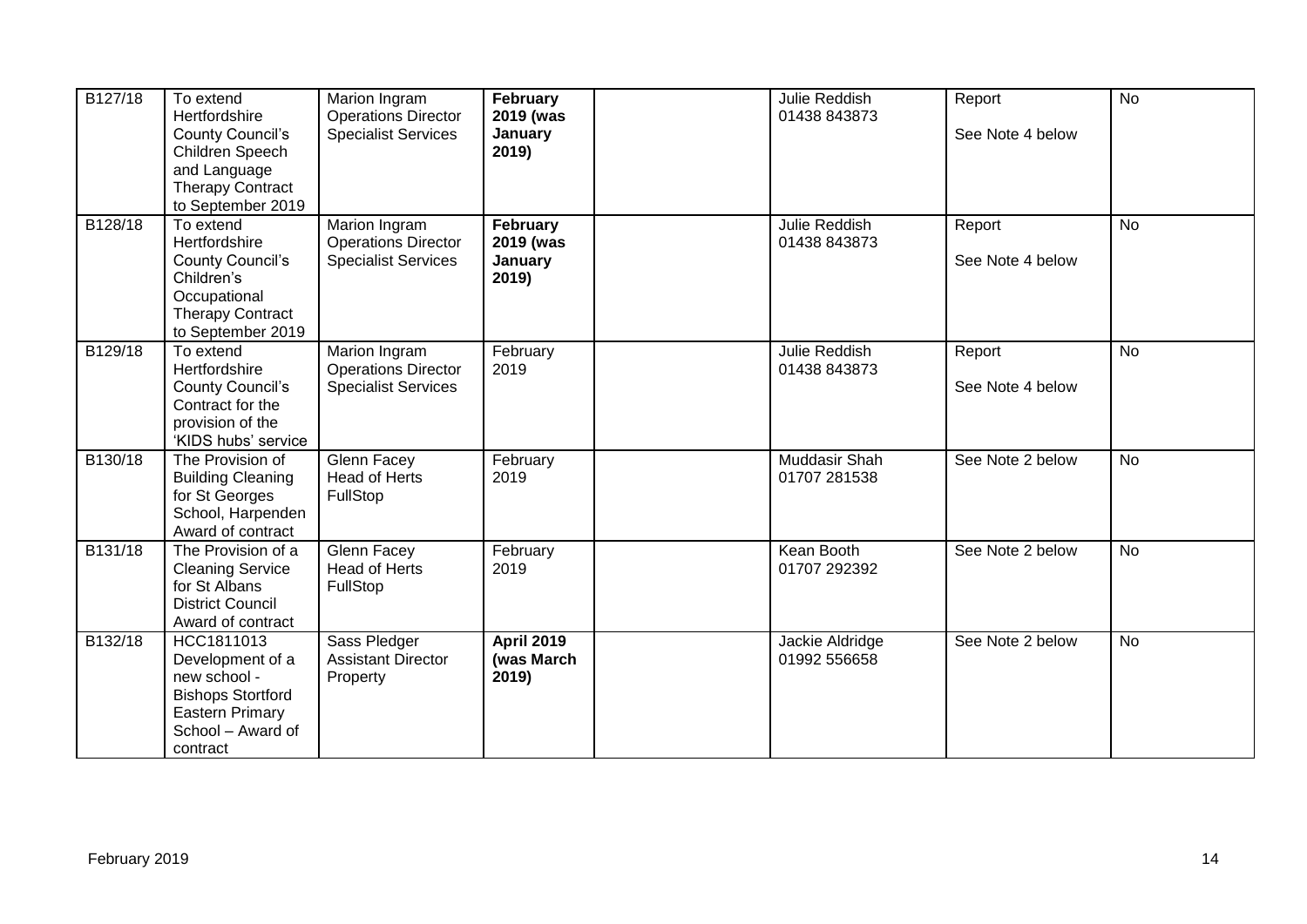| | | | | | | | |
|---|---|---|---|---|---|---|---|
| B127/18 | To extend Hertfordshire County Council's Children Speech and Language Therapy Contract to September 2019 | Marion Ingram Operations Director Specialist Services | **February 2019 (was January 2019)** | | Julie Reddish 01438 843873 | Report<br><br>See Note 4 below | No |
| B128/18 | To extend Hertfordshire County Council's Children's Occupational Therapy Contract to September 2019 | Marion Ingram Operations Director Specialist Services | **February 2019 (was January 2019)** | | Julie Reddish 01438 843873 | Report<br><br>See Note 4 below | No |
| B129/18 | To extend Hertfordshire County Council's Contract for the provision of the 'KIDS hubs' service | Marion Ingram Operations Director Specialist Services | February 2019 | | Julie Reddish 01438 843873 | Report<br><br>See Note 4 below | No |
| B130/18 | The Provision of Building Cleaning for St Georges School, Harpenden Award of contract | Glenn Facey Head of Herts FullStop | February 2019 | | Muddasir Shah 01707 281538 | See Note 2 below | No |
| B131/18 | The Provision of a Cleaning Service for St Albans District Council Award of contract | Glenn Facey Head of Herts FullStop | February 2019 | | Kean Booth 01707 292392 | See Note 2 below | No |
| B132/18 | HCC1811013 Development of a new school - Bishops Stortford Eastern Primary School – Award of contract | Sass Pledger Assistant Director Property | **April 2019 (was March 2019)** | | Jackie Aldridge 01992 556658 | See Note 2 below | No |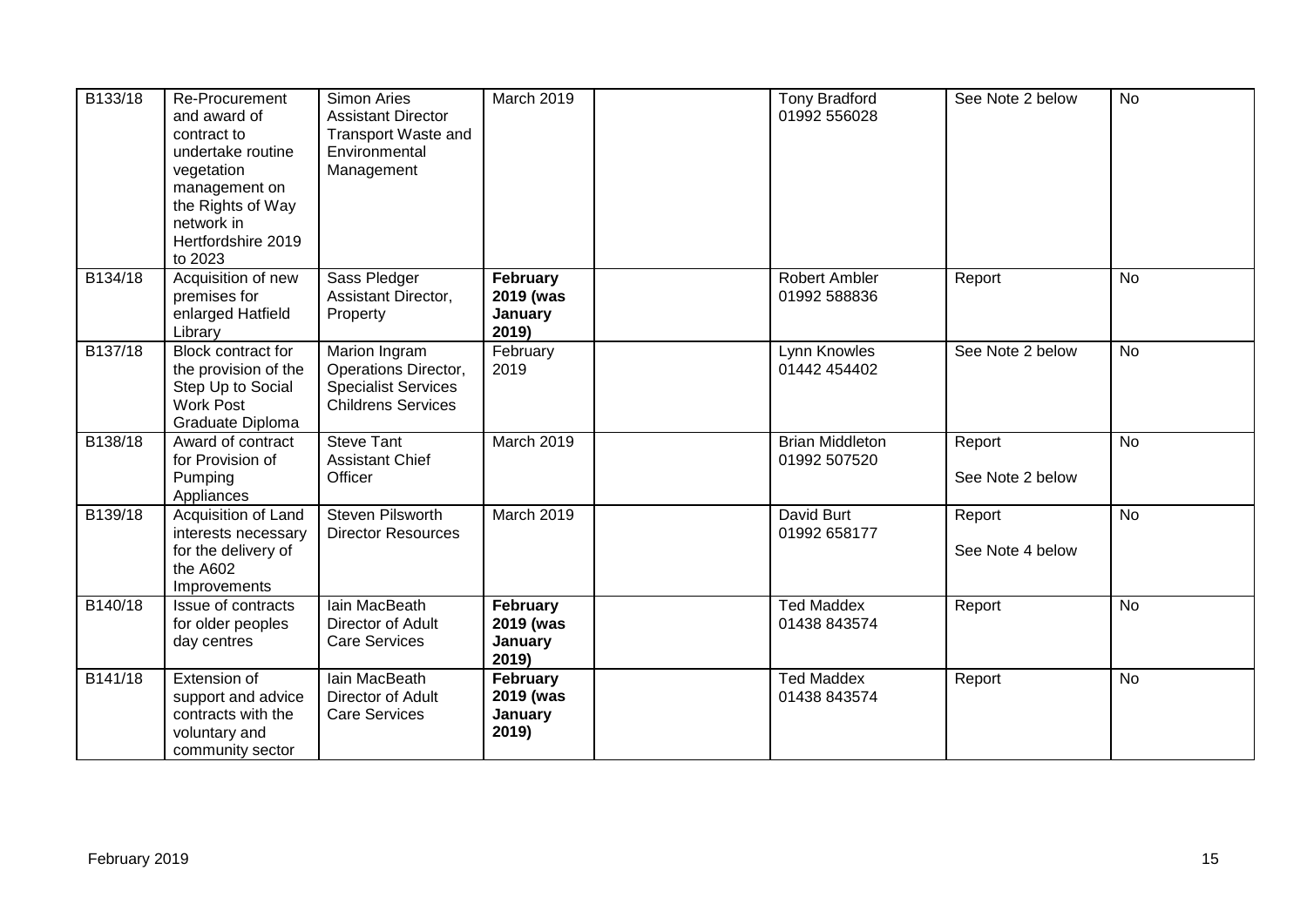| | | | | | | | |
|---|---|---|---|---|---|---|---|
| B133/18 | Re-Procurement and award of contract to undertake routine vegetation management on the Rights of Way network in Hertfordshire 2019 to 2023 | Simon Aries Assistant Director Transport Waste and Environmental Management | March 2019 | | Tony Bradford 01992 556028 | See Note 2 below | No |
| B134/18 | Acquisition of new premises for enlarged Hatfield Library | Sass Pledger Assistant Director, Property | **February 2019 (was January 2019)** | | Robert Ambler 01992 588836 | Report | No |
| B137/18 | Block contract for the provision of the Step Up to Social Work Post Graduate Diploma | Marion Ingram Operations Director, Specialist Services Childrens Services | February 2019 | | Lynn Knowles 01442 454402 | See Note 2 below | No |
| B138/18 | Award of contract for Provision of Pumping Appliances | Steve Tant Assistant Chief Officer | March 2019 | | Brian Middleton 01992 507520 | Report<br><br>See Note 2 below | No |
| B139/18 | Acquisition of Land interests necessary for the delivery of the A602 Improvements | Steven Pilsworth Director Resources | March 2019 | | David Burt 01992 658177 | Report<br><br>See Note 4 below | No |
| B140/18 | Issue of contracts for older peoples day centres | Iain MacBeath Director of Adult Care Services | **February 2019 (was January 2019)** | | Ted Maddex 01438 843574 | Report | No |
| B141/18 | Extension of support and advice contracts with the voluntary and community sector | Iain MacBeath Director of Adult Care Services | **February 2019 (was January 2019)** | | Ted Maddex 01438 843574 | Report | No |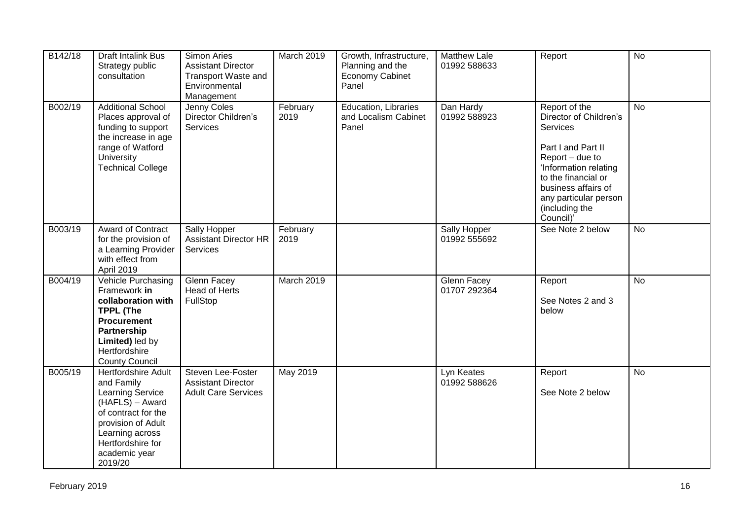| | | | | | | | |
|---|---|---|---|---|---|---|---|
| B142/18 | Draft Intalink Bus Strategy public consultation | Simon Aries Assistant Director Transport Waste and Environmental Management | March 2019 | Growth, Infrastructure, Planning and the Economy Cabinet Panel | Matthew Lale 01992 588633 | Report | No |
| B002/19 | Additional School Places approval of funding to support the increase in age range of Watford University Technical College | Jenny Coles Director Children's Services | February 2019 | Education, Libraries and Localism Cabinet Panel | Dan Hardy 01992 588923 | Report of the Director of Children's Services<br><br>Part I and Part II Report – due to 'Information relating to the financial or business affairs of any particular person (including the Council)' | No |
| B003/19 | Award of Contract for the provision of a Learning Provider with effect from April 2019 | Sally Hopper Assistant Director HR Services | February 2019 | | Sally Hopper 01992 555692 | See Note 2 below | No |
| B004/19 | Vehicle Purchasing Framework **in collaboration with TPPL (The Procurement Partnership Limited)** led by Hertfordshire County Council | Glenn Facey Head of Herts FullStop | March 2019 | | Glenn Facey 01707 292364 | Report<br><br>See Notes 2 and 3 below | No |
| B005/19 | Hertfordshire Adult and Family Learning Service (HAFLS) – Award of contract for the provision of Adult Learning across Hertfordshire for academic year 2019/20 | Steven Lee-Foster Assistant Director Adult Care Services | May 2019 | | Lyn Keates 01992 588626 | Report<br><br>See Note 2 below | No |

February 2019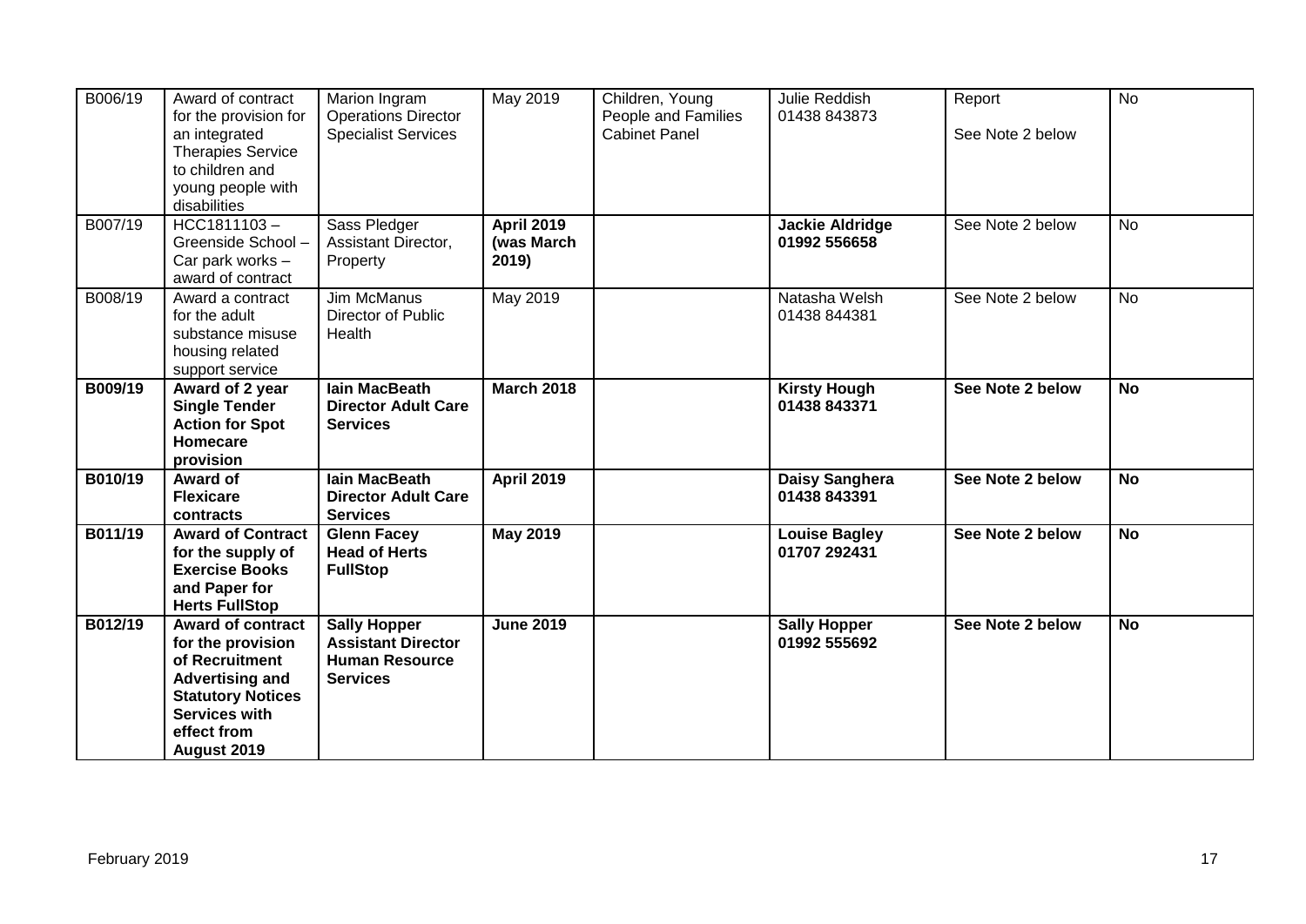| | | | | | | | |
|---|---|---|---|---|---|---|---|
| B006/19 | Award of contract for the provision for an integrated Therapies Service to children and young people with disabilities | Marion Ingram Operations Director Specialist Services | May 2019 | Children, Young People and Families Cabinet Panel | Julie Reddish 01438 843873 | Report<br><br>See Note 2 below | No |
| B007/19 | HCC1811103 – Greenside School – Car park works – award of contract | Sass Pledger Assistant Director, Property | **April 2019 (was March 2019)** | | **Jackie Aldridge 01992 556658** | See Note 2 below | No |
| B008/19 | Award a contract for the adult substance misuse housing related support service | Jim McManus Director of Public Health | May 2019 | | Natasha Welsh 01438 844381 | See Note 2 below | No |
| **B009/19** | **Award of 2 year Single Tender Action for Spot Homecare provision** | **Iain MacBeath Director Adult Care Services** | **March 2018** | | **Kirsty Hough 01438 843371** | **See Note 2 below** | **No** |
| **B010/19** | **Award of Flexicare contracts** | **Iain MacBeath Director Adult Care Services** | **April 2019** | | **Daisy Sanghera 01438 843391** | **See Note 2 below** | **No** |
| **B011/19** | **Award of Contract for the supply of Exercise Books and Paper for Herts FullStop** | **Glenn Facey Head of Herts FullStop** | **May 2019** | | **Louise Bagley 01707 292431** | **See Note 2 below** | **No** |
| **B012/19** | **Award of contract for the provision of Recruitment Advertising and Statutory Notices Services with effect from August 2019** | **Sally Hopper Assistant Director Human Resource Services** | **June 2019** | | **Sally Hopper 01992 555692** | **See Note 2 below** | **No** |

February 2019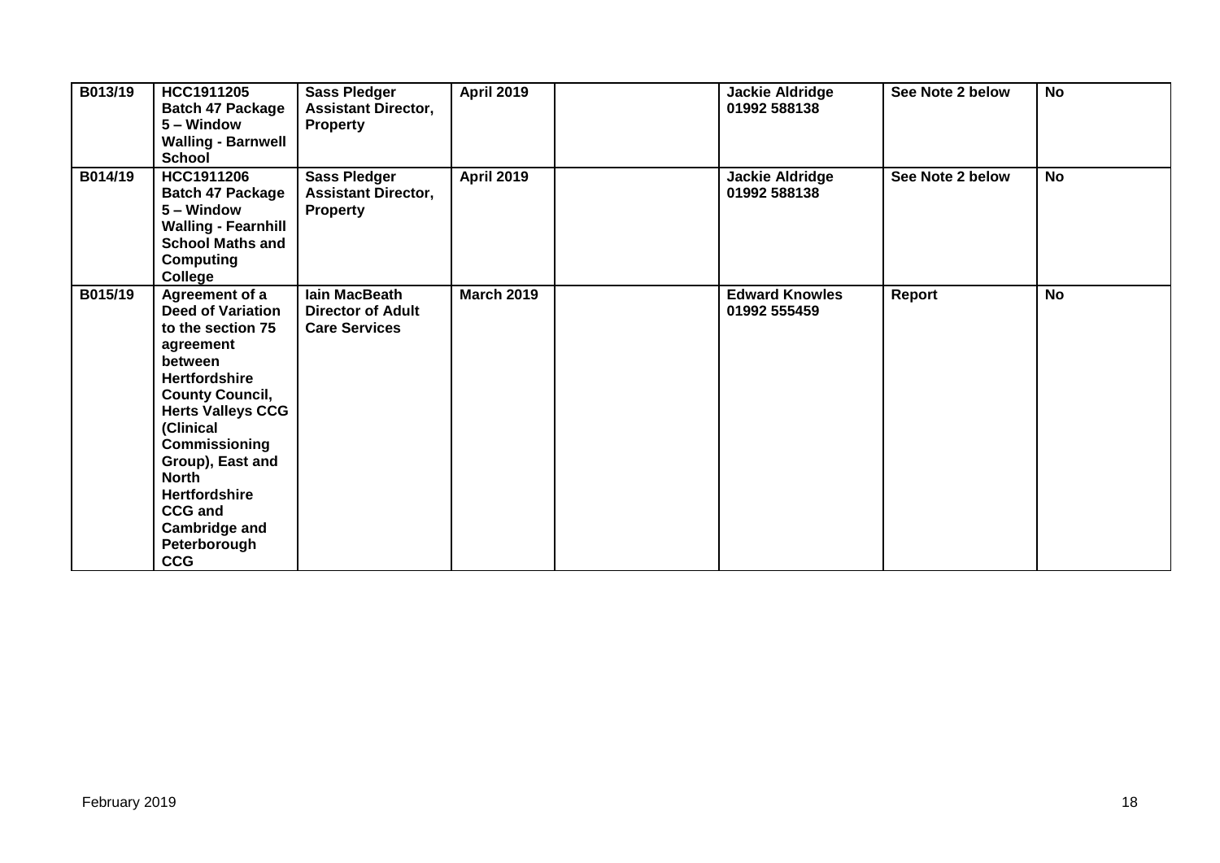| B013/19 | HCC1911205 Batch 47 Package 5 – Window Walling - Barnwell School | Sass Pledger Assistant Director, Property | April 2019 | | Jackie Aldridge 01992 588138 | See Note 2 below | No |
|---|---|---|---|---|---|---|---|
| B014/19 | HCC1911206 Batch 47 Package 5 – Window Walling - Fearnhill School Maths and Computing College | Sass Pledger Assistant Director, Property | April 2019 | | Jackie Aldridge 01992 588138 | See Note 2 below | No |
| B015/19 | Agreement of a Deed of Variation to the section 75 agreement between Hertfordshire County Council, Herts Valleys CCG (Clinical Commissioning Group), East and North Hertfordshire CCG and Cambridge and Peterborough CCG | Iain MacBeath Director of Adult Care Services | March 2019 | | Edward Knowles 01992 555459 | Report | No |

February 2019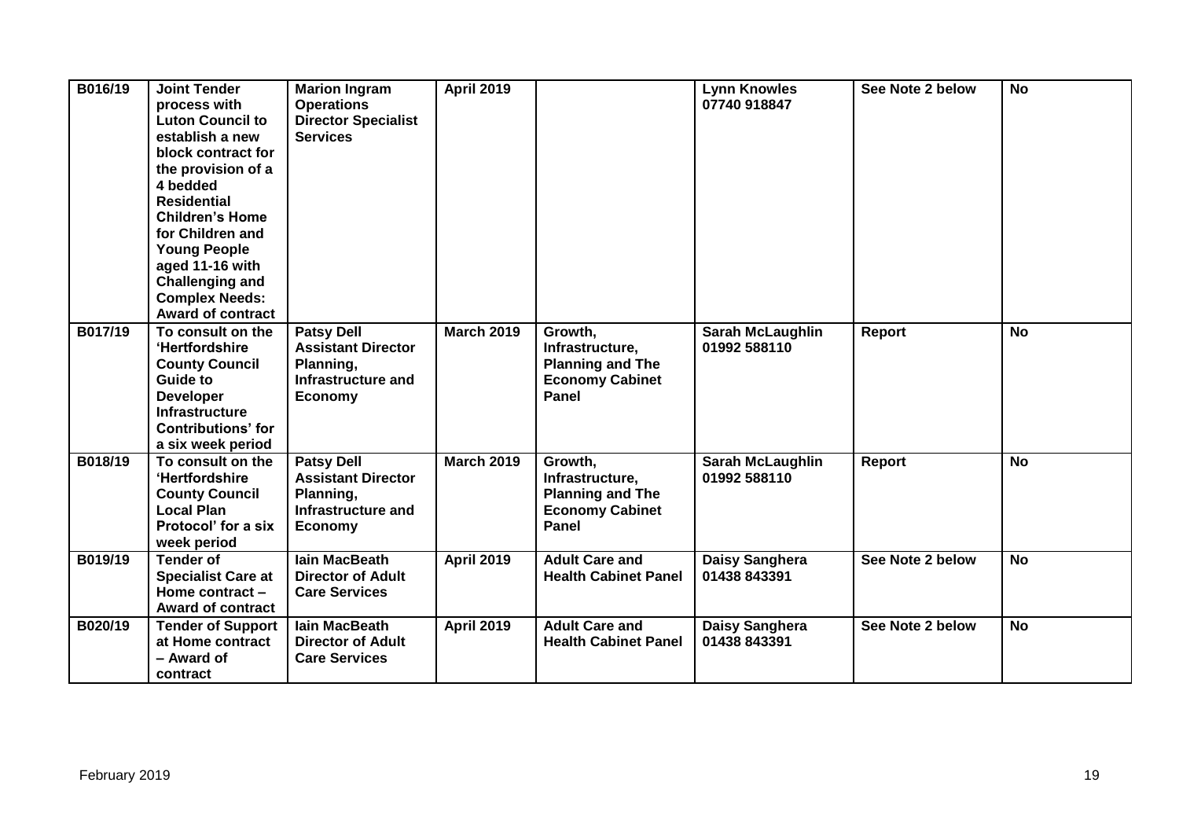| | | | | | | | |
|---|---|---|---|---|---|---|---|
| **B016/19** | **Joint Tender process with Luton Council to establish a new block contract for the provision of a 4 bedded Residential Children's Home for Children and Young People aged 11-16 with Challenging and Complex Needs: Award of contract** | **Marion Ingram Operations Director Specialist Services** | **April 2019** | | **Lynn Knowles 07740 918847** | **See Note 2 below** | **No** |
| **B017/19** | **To consult on the 'Hertfordshire County Council Guide to Developer Infrastructure Contributions' for a six week period** | **Patsy Dell Assistant Director Planning, Infrastructure and Economy** | **March 2019** | **Growth, Infrastructure, Planning and The Economy Cabinet Panel** | **Sarah McLaughlin 01992 588110** | **Report** | **No** |
| **B018/19** | **To consult on the 'Hertfordshire County Council Local Plan Protocol' for a six week period** | **Patsy Dell Assistant Director Planning, Infrastructure and Economy** | **March 2019** | **Growth, Infrastructure, Planning and The Economy Cabinet Panel** | **Sarah McLaughlin 01992 588110** | **Report** | **No** |
| **B019/19** | **Tender of Specialist Care at Home contract – Award of contract** | **Iain MacBeath Director of Adult Care Services** | **April 2019** | **Adult Care and Health Cabinet Panel** | **Daisy Sanghera 01438 843391** | **See Note 2 below** | **No** |
| **B020/19** | **Tender of Support at Home contract – Award of contract** | **Iain MacBeath Director of Adult Care Services** | **April 2019** | **Adult Care and Health Cabinet Panel** | **Daisy Sanghera 01438 843391** | **See Note 2 below** | **No** |

February 2019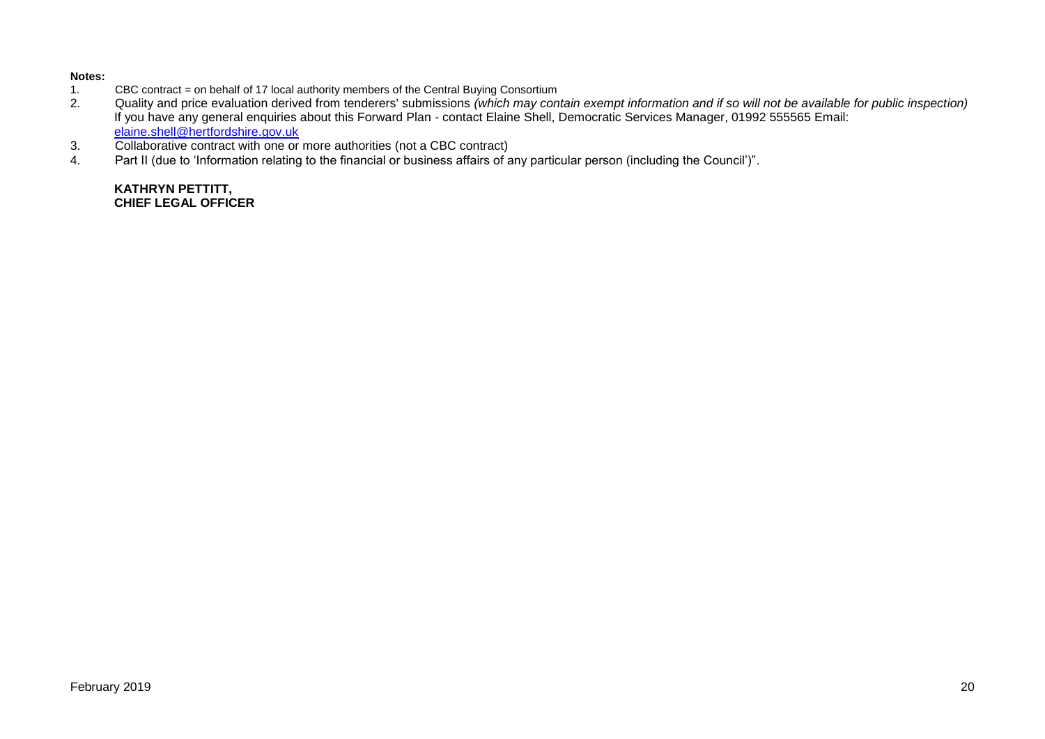**Notes:**

1. CBC contract = on behalf of 17 local authority members of the Central Buying Consortium
2. Quality and price evaluation derived from tenderers' submissions *(which may contain exempt information and if so will not be available for public inspection)*
   If you have any general enquiries about this Forward Plan - contact Elaine Shell, Democratic Services Manager, 01992 555565 Email: elaine.shell@hertfordshire.gov.uk
3. Collaborative contract with one or more authorities (not a CBC contract)
4. Part II (due to 'Information relating to the financial or business affairs of any particular person (including the Council')".

**KATHRYN PETTITT,**
**CHIEF LEGAL OFFICER**

February 2019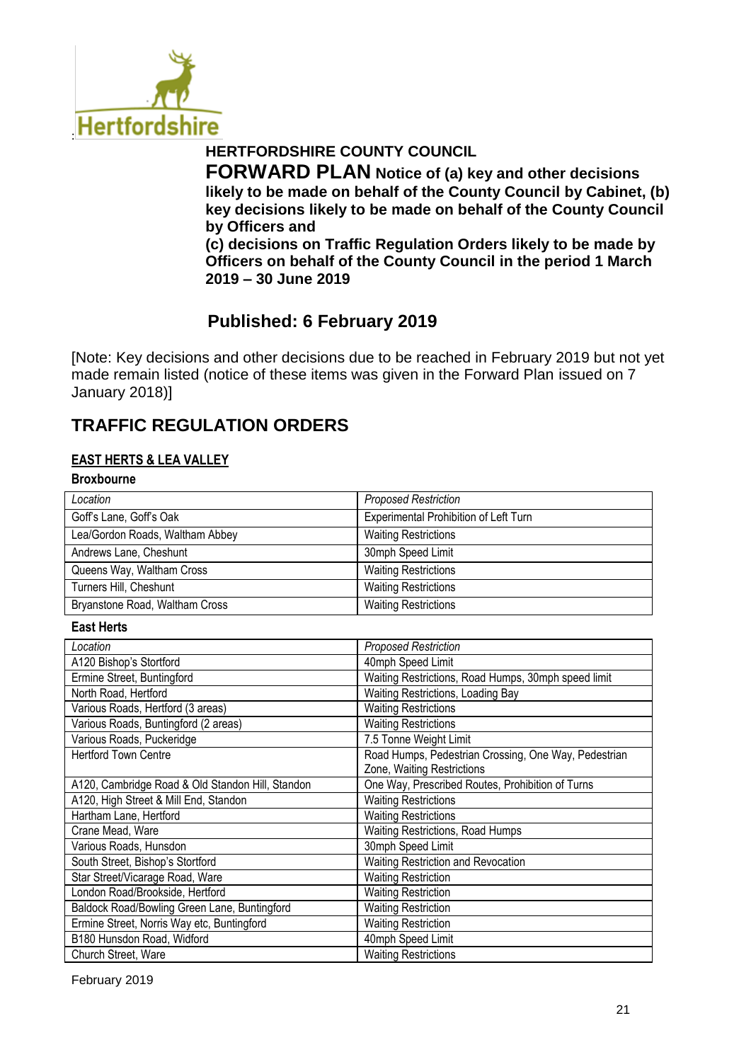Hertfordshire

**HERTFORDSHIRE COUNTY COUNCIL**

**FORWARD PLAN Notice of (a) key and other decisions likely to be made on behalf of the County Council by Cabinet, (b) key decisions likely to be made on behalf of the County Council by Officers and**
**(c) decisions on Traffic Regulation Orders likely to be made by Officers on behalf of the County Council in the period 1 March 2019 – 30 June 2019**

## Published: 6 February 2019

[Note: Key decisions and other decisions due to be reached in February 2019 but not yet made remain listed (notice of these items was given in the Forward Plan issued on 7 January 2018)]

# TRAFFIC REGULATION ORDERS

## EAST HERTS & LEA VALLEY

### Broxbourne

| *Location* | *Proposed Restriction* |
|---|---|
| Goff's Lane, Goff's Oak | Experimental Prohibition of Left Turn |
| Lea/Gordon Roads, Waltham Abbey | Waiting Restrictions |
| Andrews Lane, Cheshunt | 30mph Speed Limit |
| Queens Way, Waltham Cross | Waiting Restrictions |
| Turners Hill, Cheshunt | Waiting Restrictions |
| Bryanstone Road, Waltham Cross | Waiting Restrictions |

### East Herts

| *Location* | *Proposed Restriction* |
|---|---|
| A120 Bishop's Stortford | 40mph Speed Limit |
| Ermine Street, Buntingford | Waiting Restrictions, Road Humps, 30mph speed limit |
| North Road, Hertford | Waiting Restrictions, Loading Bay |
| Various Roads, Hertford (3 areas) | Waiting Restrictions |
| Various Roads, Buntingford (2 areas) | Waiting Restrictions |
| Various Roads, Puckeridge | 7.5 Tonne Weight Limit |
| Hertford Town Centre | Road Humps, Pedestrian Crossing, One Way, Pedestrian Zone, Waiting Restrictions |
| A120, Cambridge Road & Old Standon Hill, Standon | One Way, Prescribed Routes, Prohibition of Turns |
| A120, High Street & Mill End, Standon | Waiting Restrictions |
| Hartham Lane, Hertford | Waiting Restrictions |
| Crane Mead, Ware | Waiting Restrictions, Road Humps |
| Various Roads, Hunsdon | 30mph Speed Limit |
| South Street, Bishop's Stortford | Waiting Restriction and Revocation |
| Star Street/Vicarage Road, Ware | Waiting Restriction |
| London Road/Brookside, Hertford | Waiting Restriction |
| Baldock Road/Bowling Green Lane, Buntingford | Waiting Restriction |
| Ermine Street, Norris Way etc, Buntingford | Waiting Restriction |
| B180 Hunsdon Road, Widford | 40mph Speed Limit |
| Church Street, Ware | Waiting Restrictions |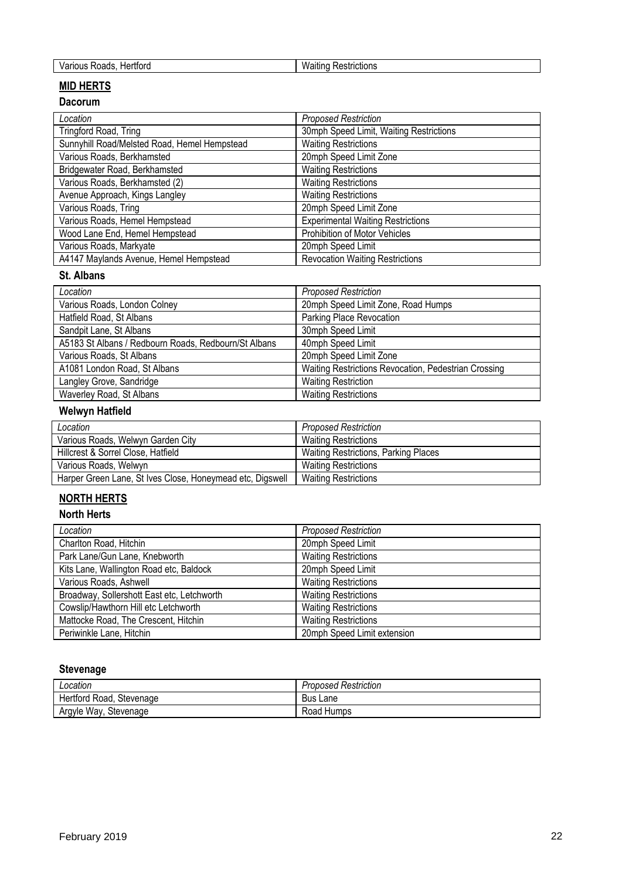| | |
|---|---|
| Various Roads, Hertford | Waiting Restrictions |

## MID HERTS

### Dacorum

| *Location* | *Proposed Restriction* |
|---|---|
| Tringford Road, Tring | 30mph Speed Limit, Waiting Restrictions |
| Sunnyhill Road/Melsted Road, Hemel Hempstead | Waiting Restrictions |
| Various Roads, Berkhamsted | 20mph Speed Limit Zone |
| Bridgewater Road, Berkhamsted | Waiting Restrictions |
| Various Roads, Berkhamsted (2) | Waiting Restrictions |
| Avenue Approach, Kings Langley | Waiting Restrictions |
| Various Roads, Tring | 20mph Speed Limit Zone |
| Various Roads, Hemel Hempstead | Experimental Waiting Restrictions |
| Wood Lane End, Hemel Hempstead | Prohibition of Motor Vehicles |
| Various Roads, Markyate | 20mph Speed Limit |
| A4147 Maylands Avenue, Hemel Hempstead | Revocation Waiting Restrictions |

### St. Albans

| *Location* | *Proposed Restriction* |
|---|---|
| Various Roads, London Colney | 20mph Speed Limit Zone, Road Humps |
| Hatfield Road, St Albans | Parking Place Revocation |
| Sandpit Lane, St Albans | 30mph Speed Limit |
| A5183 St Albans / Redbourn Roads, Redbourn/St Albans | 40mph Speed Limit |
| Various Roads, St Albans | 20mph Speed Limit Zone |
| A1081 London Road, St Albans | Waiting Restrictions Revocation, Pedestrian Crossing |
| Langley Grove, Sandridge | Waiting Restriction |
| Waverley Road, St Albans | Waiting Restrictions |

### Welwyn Hatfield

| *Location* | *Proposed Restriction* |
|---|---|
| Various Roads, Welwyn Garden City | Waiting Restrictions |
| Hillcrest & Sorrel Close, Hatfield | Waiting Restrictions, Parking Places |
| Various Roads, Welwyn | Waiting Restrictions |
| Harper Green Lane, St Ives Close, Honeymead etc, Digswell | Waiting Restrictions |

## NORTH HERTS

### North Herts

| *Location* | *Proposed Restriction* |
|---|---|
| Charlton Road, Hitchin | 20mph Speed Limit |
| Park Lane/Gun Lane, Knebworth | Waiting Restrictions |
| Kits Lane, Wallington Road etc, Baldock | 20mph Speed Limit |
| Various Roads, Ashwell | Waiting Restrictions |
| Broadway, Sollershott East etc, Letchworth | Waiting Restrictions |
| Cowslip/Hawthorn Hill etc Letchworth | Waiting Restrictions |
| Mattocke Road, The Crescent, Hitchin | Waiting Restrictions |
| Periwinkle Lane, Hitchin | 20mph Speed Limit extension |

### Stevenage

| *Location* | *Proposed Restriction* |
|---|---|
| Hertford Road, Stevenage | Bus Lane |
| Argyle Way, Stevenage | Road Humps |

February 2019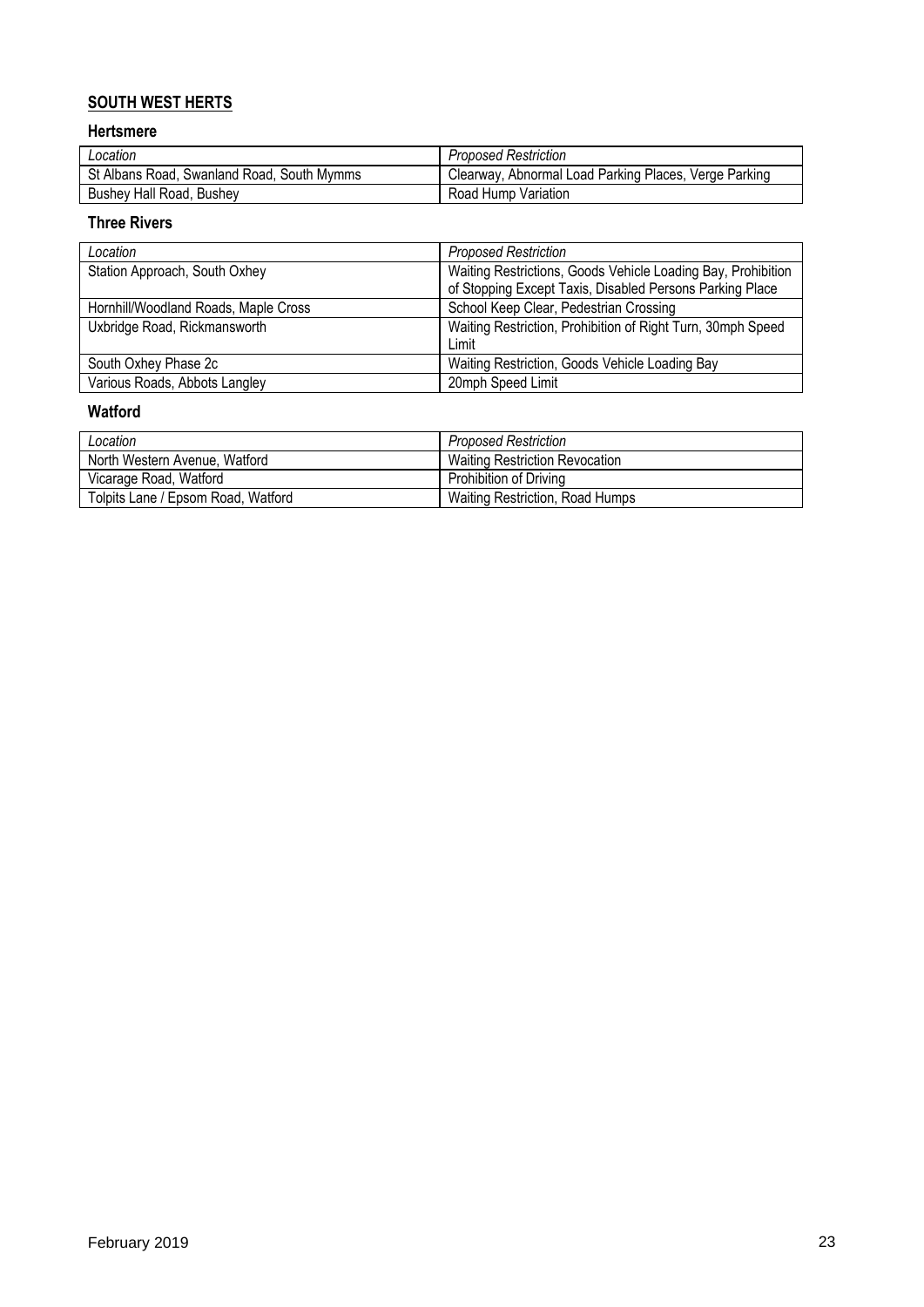## SOUTH WEST HERTS

### Hertsmere

| *Location* | *Proposed Restriction* |
|---|---|
| St Albans Road, Swanland Road, South Mymms | Clearway, Abnormal Load Parking Places, Verge Parking |
| Bushey Hall Road, Bushey | Road Hump Variation |

### Three Rivers

| *Location* | *Proposed Restriction* |
|---|---|
| Station Approach, South Oxhey | Waiting Restrictions, Goods Vehicle Loading Bay, Prohibition of Stopping Except Taxis, Disabled Persons Parking Place |
| Hornhill/Woodland Roads, Maple Cross | School Keep Clear, Pedestrian Crossing |
| Uxbridge Road, Rickmansworth | Waiting Restriction, Prohibition of Right Turn, 30mph Speed Limit |
| South Oxhey Phase 2c | Waiting Restriction, Goods Vehicle Loading Bay |
| Various Roads, Abbots Langley | 20mph Speed Limit |

### Watford

| *Location* | *Proposed Restriction* |
|---|---|
| North Western Avenue, Watford | Waiting Restriction Revocation |
| Vicarage Road, Watford | Prohibition of Driving |
| Tolpits Lane / Epsom Road, Watford | Waiting Restriction, Road Humps |

February 2019